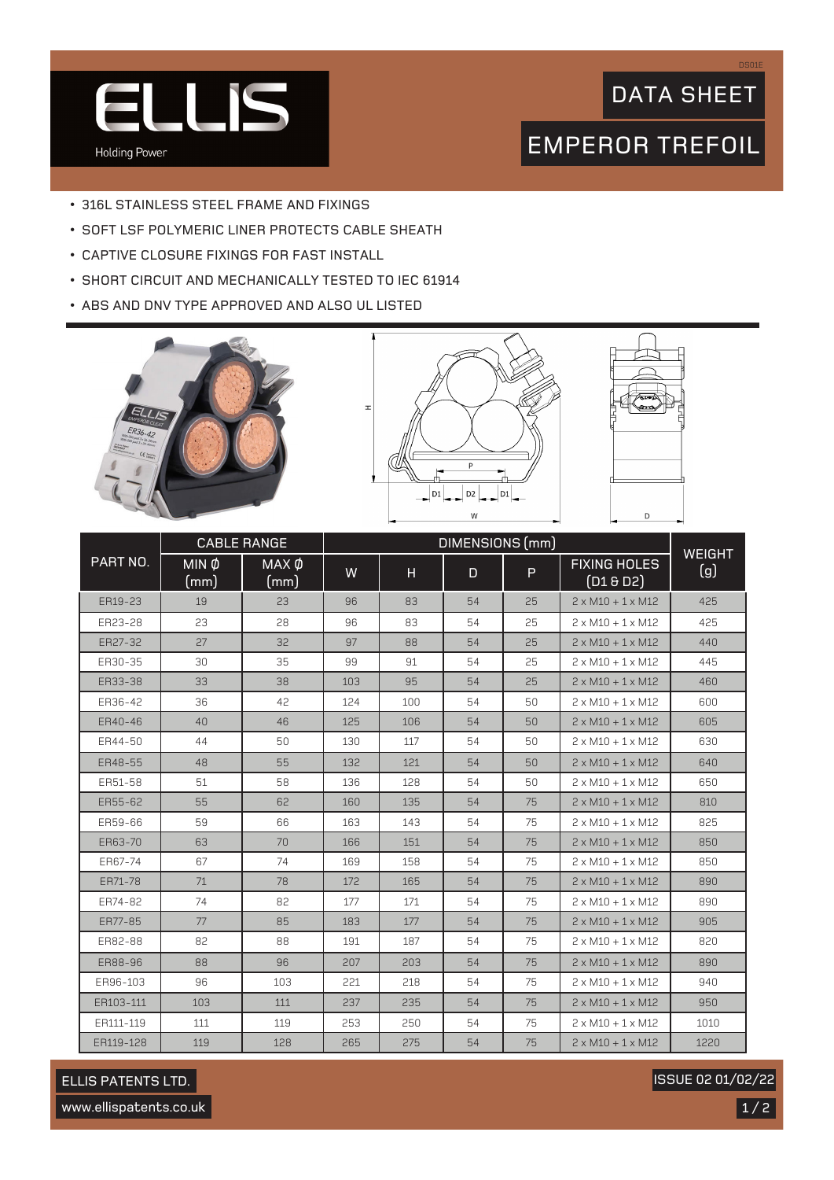# ELLIS

Holding Power

DS01E

## DATA SHEET

## EMPEROR TREFOIL

- 316L STAINLESS STEEL FRAME AND FIXINGS
- SOFT LSF POLYMERIC LINER PROTECTS CABLE SHEATH
- CAPTIVE CLOSURE FIXINGS FOR FAST INSTALL
- SHORT CIRCUIT AND MECHANICALLY TESTED TO IEC 61914
- ABS AND DNV TYPE APPROVED AND ALSO UL LISTED

| PART NO. | CABLE RANGE | | DIMENSIONS (mm) | | | | | WEIGHT (g) |
|---|---|---|---|---|---|---|---|---|
| | MIN Ø (mm) | MAX Ø (mm) | W | H | D | P | FIXING HOLES (D1 & D2) | |
| ER19-23 | 19 | 23 | 96 | 83 | 54 | 25 | 2 x M10 + 1 x M12 | 425 |
| ER23-28 | 23 | 28 | 96 | 83 | 54 | 25 | 2 x M10 + 1 x M12 | 425 |
| ER27-32 | 27 | 32 | 97 | 88 | 54 | 25 | 2 x M10 + 1 x M12 | 440 |
| ER30-35 | 30 | 35 | 99 | 91 | 54 | 25 | 2 x M10 + 1 x M12 | 445 |
| ER33-38 | 33 | 38 | 103 | 95 | 54 | 25 | 2 x M10 + 1 x M12 | 460 |
| ER36-42 | 36 | 42 | 124 | 100 | 54 | 50 | 2 x M10 + 1 x M12 | 600 |
| ER40-46 | 40 | 46 | 125 | 106 | 54 | 50 | 2 x M10 + 1 x M12 | 605 |
| ER44-50 | 44 | 50 | 130 | 117 | 54 | 50 | 2 x M10 + 1 x M12 | 630 |
| ER48-55 | 48 | 55 | 132 | 121 | 54 | 50 | 2 x M10 + 1 x M12 | 640 |
| ER51-58 | 51 | 58 | 136 | 128 | 54 | 50 | 2 x M10 + 1 x M12 | 650 |
| ER55-62 | 55 | 62 | 160 | 135 | 54 | 75 | 2 x M10 + 1 x M12 | 810 |
| ER59-66 | 59 | 66 | 163 | 143 | 54 | 75 | 2 x M10 + 1 x M12 | 825 |
| ER63-70 | 63 | 70 | 166 | 151 | 54 | 75 | 2 x M10 + 1 x M12 | 850 |
| ER67-74 | 67 | 74 | 169 | 158 | 54 | 75 | 2 x M10 + 1 x M12 | 850 |
| ER71-78 | 71 | 78 | 172 | 165 | 54 | 75 | 2 x M10 + 1 x M12 | 890 |
| ER74-82 | 74 | 82 | 177 | 171 | 54 | 75 | 2 x M10 + 1 x M12 | 890 |
| ER77-85 | 77 | 85 | 183 | 177 | 54 | 75 | 2 x M10 + 1 x M12 | 905 |
| ER82-88 | 82 | 88 | 191 | 187 | 54 | 75 | 2 x M10 + 1 x M12 | 820 |
| ER88-96 | 88 | 96 | 207 | 203 | 54 | 75 | 2 x M10 + 1 x M12 | 890 |
| ER96-103 | 96 | 103 | 221 | 218 | 54 | 75 | 2 x M10 + 1 x M12 | 940 |
| ER103-111 | 103 | 111 | 237 | 235 | 54 | 75 | 2 x M10 + 1 x M12 | 950 |
| ER111-119 | 111 | 119 | 253 | 250 | 54 | 75 | 2 x M10 + 1 x M12 | 1010 |
| ER119-128 | 119 | 128 | 265 | 275 | 54 | 75 | 2 x M10 + 1 x M12 | 1220 |

ELLIS PATENTS LTD.

www.ellispatents.co.uk

ISSUE 02 01/02/22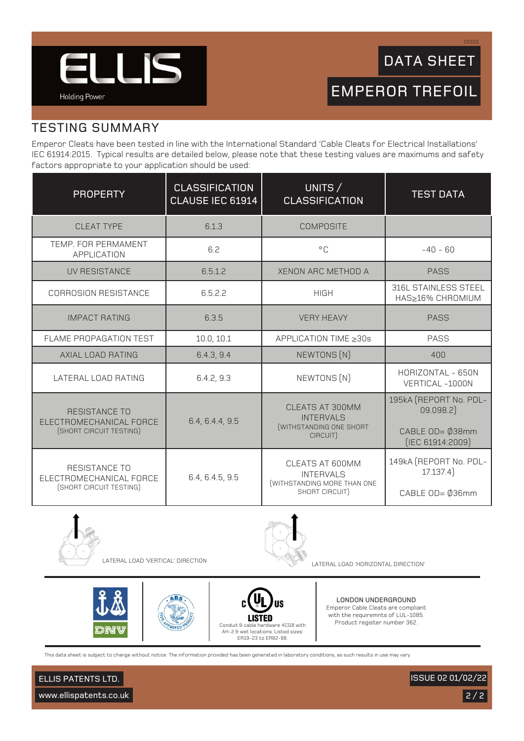# ELLIS

Holding Power

DS01E

DATA SHEET

EMPEROR TREFOIL

## TESTING SUMMARY

Emperor Cleats have been tested in line with the International Standard 'Cable Cleats for Electrical Installations' IEC 61914:2015. Typical results are detailed below, please note that these testing values are maximums and safety factors appropriate to your application should be used:

| PROPERTY | CLASSIFICATION CLAUSE IEC 61914 | UNITS / CLASSIFICATION | TEST DATA |
|---|---|---|---|
| CLEAT TYPE | 6.1.3 | COMPOSITE | |
| TEMP. FOR PERMAMENT APPLICATION | 6.2 | °C | -40 - 60 |
| UV RESISTANCE | 6.5.1.2 | XENON ARC METHOD A | PASS |
| CORROSION RESISTANCE | 6.5.2.2 | HIGH | 316L STAINLESS STEEL HAS≥16% CHROMIUM |
| IMPACT RATING | 6.3.5 | VERY HEAVY | PASS |
| FLAME PROPAGATION TEST | 10.0, 10.1 | APPLICATION TIME ≥30s | PASS |
| AXIAL LOAD RATING | 6.4.3, 9.4 | NEWTONS (N) | 400 |
| LATERAL LOAD RATING | 6.4.2, 9.3 | NEWTONS (N) | HORIZONTAL - 650N VERTICAL -1000N |
| RESISTANCE TO ELECTROMECHANICAL FORCE (SHORT CIRCUIT TESTING) | 6.4, 6.4.4, 9.5 | CLEATS AT 300MM INTERVALS (WITHSTANDING ONE SHORT CIRCUIT) | 195kA (REPORT No. PDL-09.098.2) CABLE OD= ∅38mm (IEC 61914:2009) |
| RESISTANCE TO ELECTROMECHANICAL FORCE (SHORT CIRCUIT TESTING) | 6.4, 6.4.5, 9.5 | CLEATS AT 600MM INTERVALS (WITHSTANDING MORE THAN ONE SHORT CIRCUIT) | 149kA (REPORT No. PDL-17.137.4) CABLE OD= ∅36mm |

LATERAL LOAD 'VERTICAL' DIRECTION

LATERAL LOAD 'HORIZONTAL DIRECTION'

DNV

TYPE APPROVED PRODUCT ABS

c UL us LISTED
Conduit & cable hardware 4CG8 with AH-2 & wet locations. Listed sizes: ER19-23 to ER82-88.

LONDON UNDERGROUND
Emperor Cable Cleats are compliant with the requiremnts of LUL-1085. Product register number 362.

This data sheet is subject to change without notice. The information provided has been generated in laboratory conditions, as such results in use may vary.

ELLIS PATENTS LTD.
www.ellispatents.co.uk

ISSUE 02 01/02/22